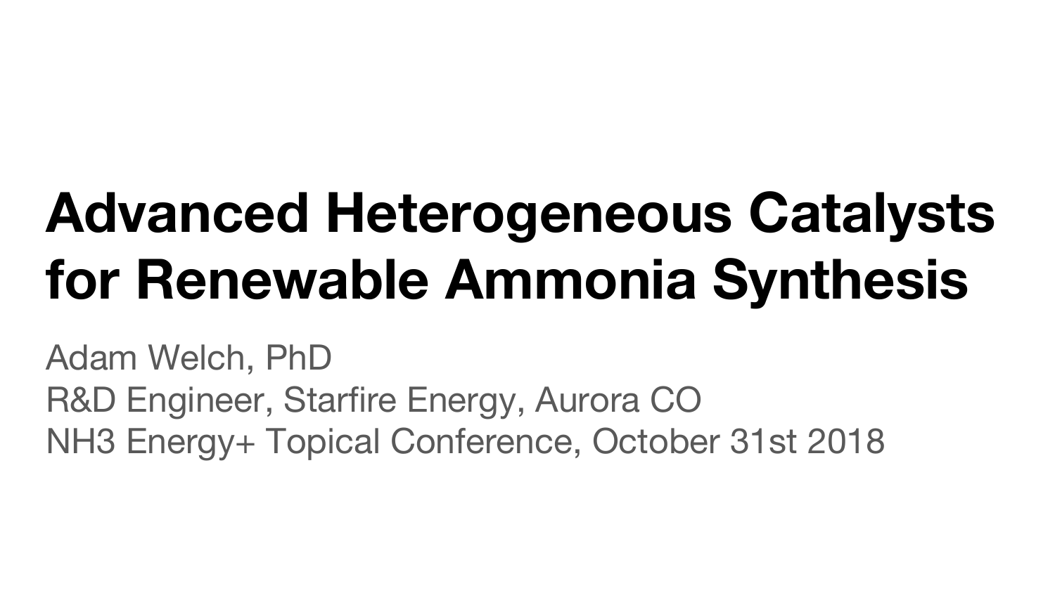# Advanced Heterogeneous Catalysts for Renewable Ammonia Synthesis

Adam Welch, PhD

R&D Engineer, Starfire Energy, Aurora CO

NH3 Energy+ Topical Conference, October 31st 2018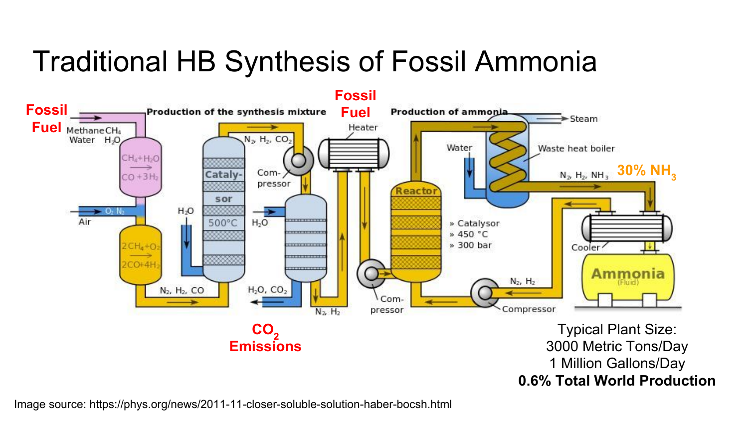# Traditional HB Synthesis of Fossil Ammonia

**Fossil Fuel**

Methane $CH_4$
Water $H_2O$

Production of the synthesis mixture

$CH_4 + H_2O \rightarrow CO + 3H_2$

Air

$O_2$ $N_2$

$2CH_4 + O_2 \rightarrow 2CO + 4H_2$

$N_2$, $H_2$, CO

$H_2O$

Catalysor

500°C

$N_2$, $H_2$, $CO_2$

Compressor

$H_2O$

$H_2O$, $CO_2$

$N_2$, $H_2$

**$CO_2$ Emissions**

**Fossil Fuel**

Heater

Production of ammonia

Reactor

» Catalysor
» 450 °C
» 300 bar

Compressor

Water

Steam

Waste heat boiler

$N_2$, $H_2$, $NH_3$

**30% $NH_3$**

Cooler

Ammonia (Fluid)

$N_2$, $H_2$

Compressor

Typical Plant Size:
3000 Metric Tons/Day
1 Million Gallons/Day
**0.6% Total World Production**

Image source: https://phys.org/news/2011-11-closer-soluble-solution-haber-bocsh.html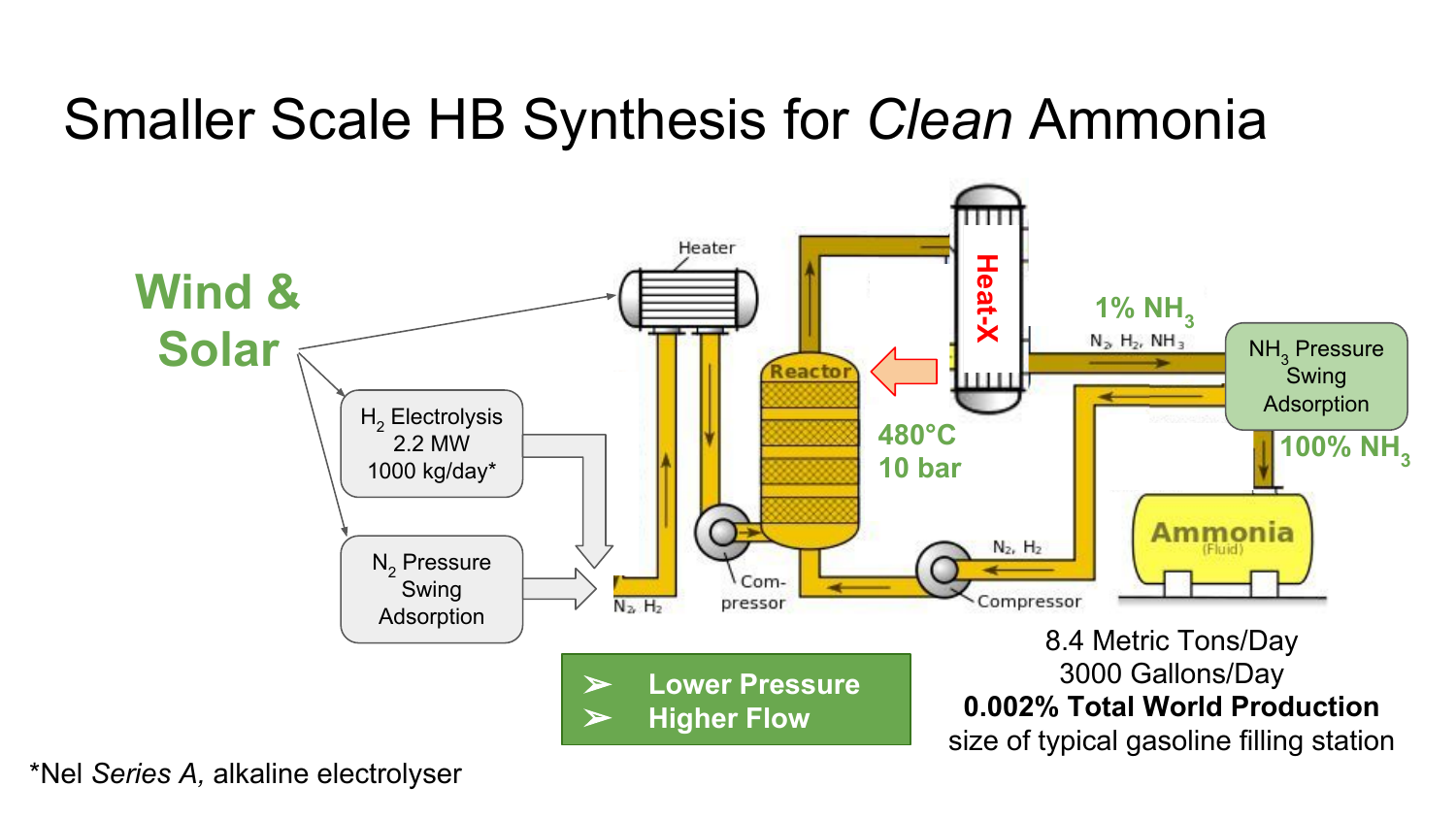# Smaller Scale HB Synthesis for *Clean* Ammonia

**Wind & Solar**

$H_2$ Electrolysis
2.2 MW
1000 kg/day*

$N_2$ Pressure Swing Adsorption

Heater

$N_2$, $H_2$

Com-pressor

Reactor

480°C
10 bar

Heat-X

1% $NH_3$

$N_2$, $H_2$, $NH_3$

$NH_3$ Pressure Swing Adsorption

100% $NH_3$

Ammonia (Fluid)

$N_2$, $H_2$

Compressor

- Lower Pressure
- Higher Flow

8.4 Metric Tons/Day
3000 Gallons/Day
**0.002% Total World Production**
size of typical gasoline filling station

*Nel *Series A,* alkaline electrolyser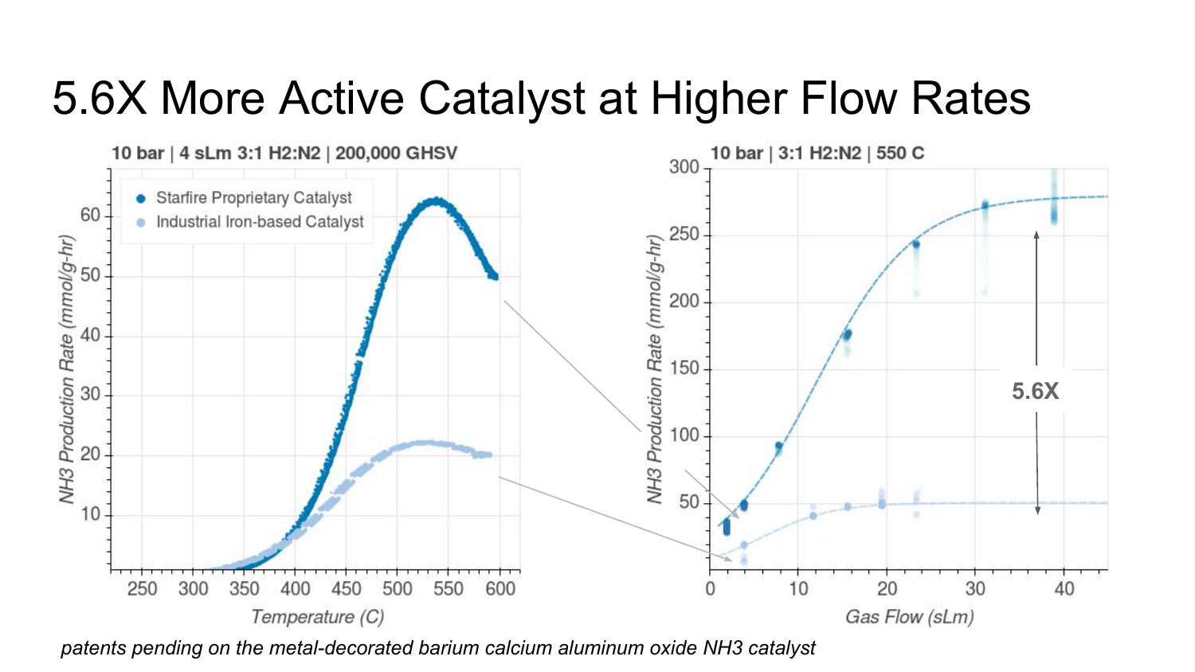# 5.6X More Active Catalyst at Higher Flow Rates

10 bar | 4 sLm 3:1 $H_2$:$N_2$ | 200,000 GHSV

- Starfire Proprietary Catalyst
- Industrial Iron-based Catalyst

NH3 Production Rate (mmol/g-hr)

Temperature (C)

10 bar | 3:1 $H_2$:$N_2$ | 550 C

NH3 Production Rate (mmol/g-hr)

Gas Flow (sLm)

5.6X

*patents pending on the metal-decorated barium calcium aluminum oxide NH3 catalyst*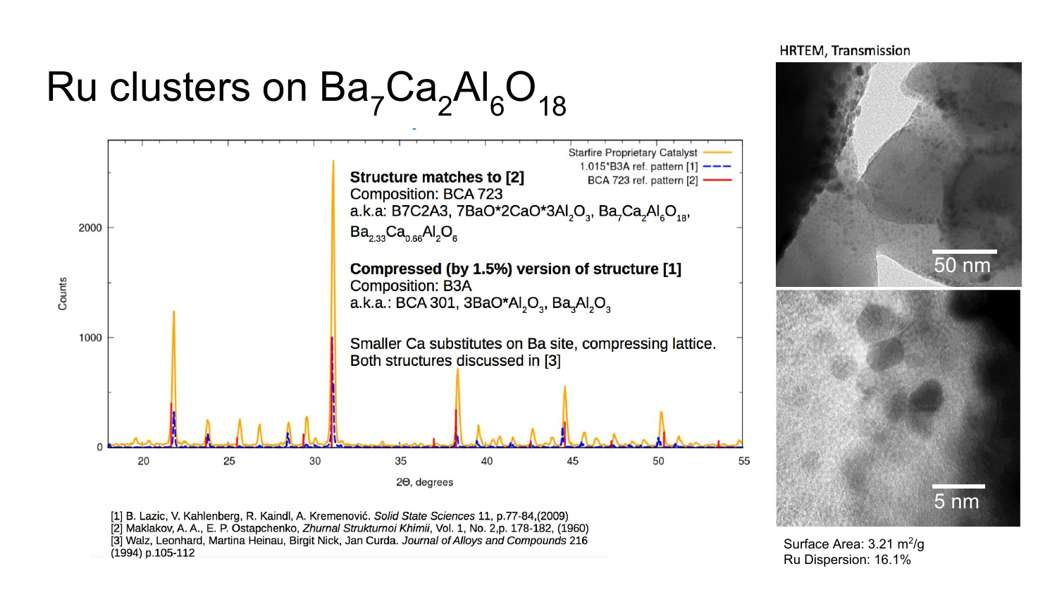# Ru clusters on $Ba_7Ca_2Al_6O_{18}$

Starfire Proprietary Catalyst

1.015*B3A ref. pattern [1]

BCA 723 ref. pattern [2]

**Structure matches to [2]**
Composition: BCA 723
a.k.a: B7C2A3, $7BaO{*}2CaO{*}3Al_2O_3$, $Ba_7Ca_2Al_6O_{18}$, $Ba_{2.33}Ca_{0.66}Al_2O_6$

**Compressed (by 1.5%) version of structure [1]**
Composition: B3A
a.k.a.: BCA 301, $3BaO{*}Al_2O_3$, $Ba_3Al_2O_3$

Smaller Ca substitutes on Ba site, compressing lattice.
Both structures discussed in [3]

Counts

2Θ, degrees

[1] B. Lazic, V. Kahlenberg, R. Kaindl, A. Kremenović. *Solid State Sciences* 11, p.77-84,(2009)
[2] Maklakov, A. A., E. P. Ostapchenko, *Zhurnal Strukturnoi Khimii*, Vol. 1, No. 2,p. 178-182, (1960)
[3] Walz, Leonhard, Martina Heinau, Birgit Nick, Jan Curda. *Journal of Alloys and Compounds* 216 (1994) p.105-112

HRTEM, Transmission

50 nm

5 nm

Surface Area: 3.21 $m^2/g$
Ru Dispersion: 16.1%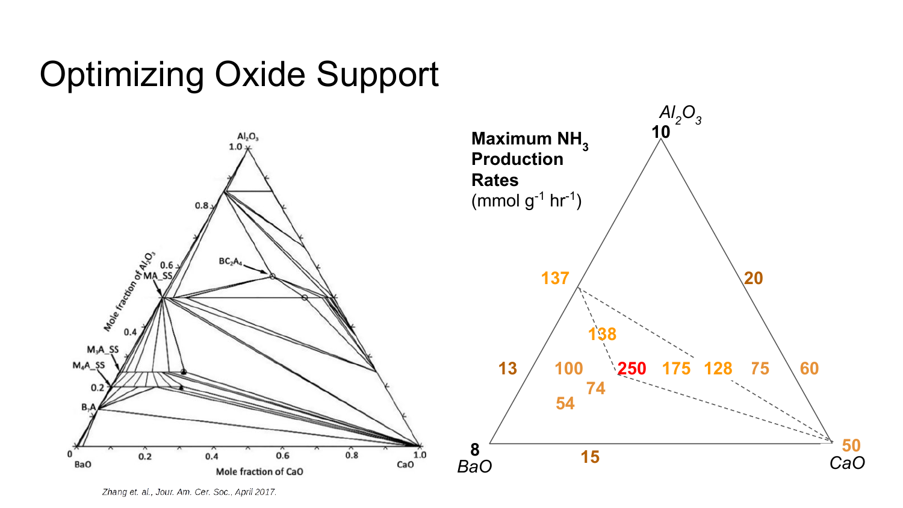# Optimizing Oxide Support

Zhang et. al., Jour. Am. Cer. Soc., April 2017.

**Maximum $NH_3$ Production Rates**
($mmol\ g^{-1}\ hr^{-1}$)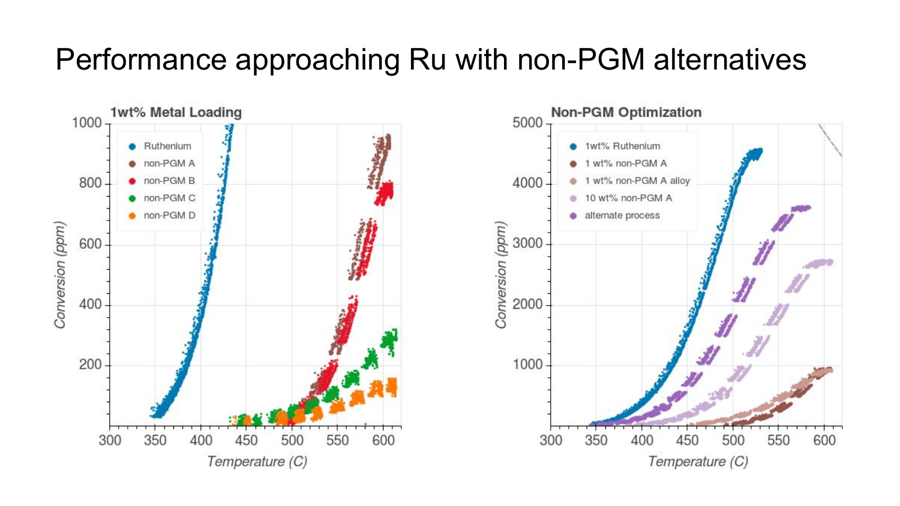# Performance approaching Ru with non-PGM alternatives

**1wt% Metal Loading**

- Ruthenium
- non-PGM A
- non-PGM B
- non-PGM C
- non-PGM D

Conversion (ppm) vs. Temperature (C)

**Non-PGM Optimization**

- 1wt% Ruthenium
- 1 wt% non-PGM A
- 1 wt% non-PGM A alloy
- 10 wt% non-PGM A
- alternate process

Conversion (ppm) vs. Temperature (C)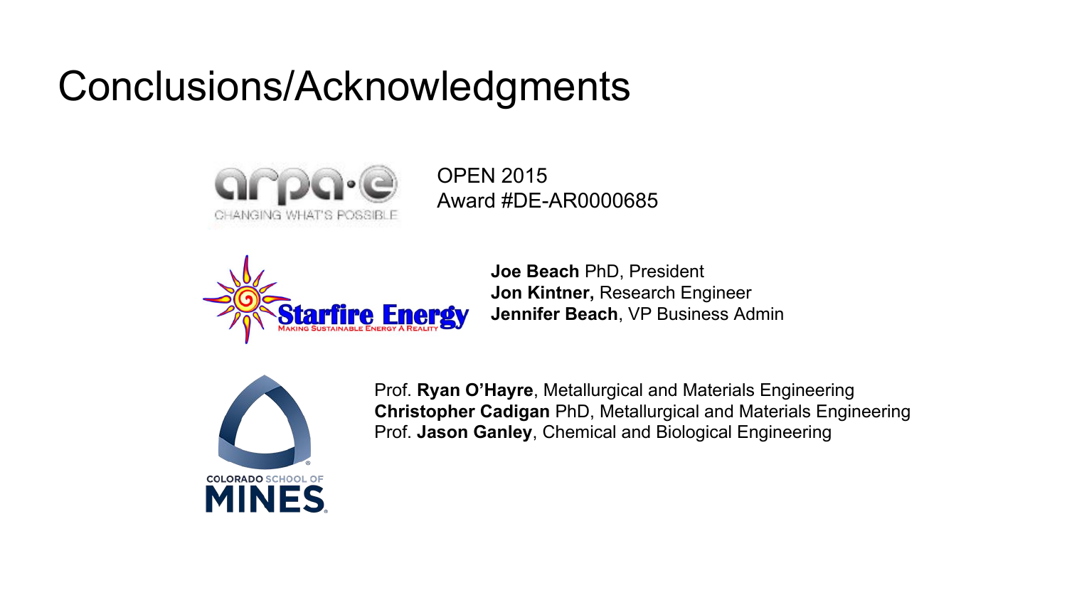# Conclusions/Acknowledgments

OPEN 2015
Award #DE-AR0000685

**Joe Beach** PhD, President
**Jon Kintner,** Research Engineer
**Jennifer Beach**, VP Business Admin

Prof. **Ryan O'Hayre**, Metallurgical and Materials Engineering
**Christopher Cadigan** PhD, Metallurgical and Materials Engineering
Prof. **Jason Ganley**, Chemical and Biological Engineering